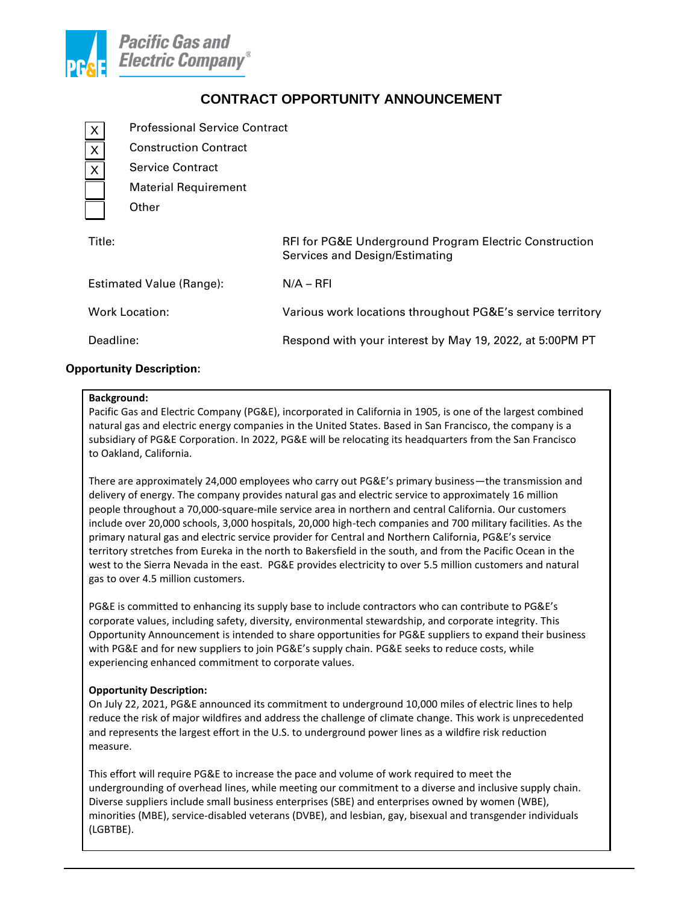Pacific Gas and Electric Company®

# CONTRACT OPPORTUNITY ANNOUNCEMENT

- [X] Professional Service Contract
- [X] Construction Contract
- [X] Service Contract
- [ ] Material Requirement
- [ ] Other

| | |
|---|---|
| Title: | RFI for PG&E Underground Program Electric Construction Services and Design/Estimating |
| Estimated Value (Range): | N/A – RFI |
| Work Location: | Various work locations throughout PG&E's service territory |
| Deadline: | Respond with your interest by May 19, 2022, at 5:00PM PT |

**Opportunity Description:**

**Background:**

Pacific Gas and Electric Company (PG&E), incorporated in California in 1905, is one of the largest combined natural gas and electric energy companies in the United States. Based in San Francisco, the company is a subsidiary of PG&E Corporation. In 2022, PG&E will be relocating its headquarters from the San Francisco to Oakland, California.

There are approximately 24,000 employees who carry out PG&E's primary business—the transmission and delivery of energy. The company provides natural gas and electric service to approximately 16 million people throughout a 70,000-square-mile service area in northern and central California. Our customers include over 20,000 schools, 3,000 hospitals, 20,000 high-tech companies and 700 military facilities. As the primary natural gas and electric service provider for Central and Northern California, PG&E's service territory stretches from Eureka in the north to Bakersfield in the south, and from the Pacific Ocean in the west to the Sierra Nevada in the east. PG&E provides electricity to over 5.5 million customers and natural gas to over 4.5 million customers.

PG&E is committed to enhancing its supply base to include contractors who can contribute to PG&E's corporate values, including safety, diversity, environmental stewardship, and corporate integrity. This Opportunity Announcement is intended to share opportunities for PG&E suppliers to expand their business with PG&E and for new suppliers to join PG&E's supply chain. PG&E seeks to reduce costs, while experiencing enhanced commitment to corporate values.

**Opportunity Description:**

On July 22, 2021, PG&E announced its commitment to underground 10,000 miles of electric lines to help reduce the risk of major wildfires and address the challenge of climate change. This work is unprecedented and represents the largest effort in the U.S. to underground power lines as a wildfire risk reduction measure.

This effort will require PG&E to increase the pace and volume of work required to meet the undergrounding of overhead lines, while meeting our commitment to a diverse and inclusive supply chain. Diverse suppliers include small business enterprises (SBE) and enterprises owned by women (WBE), minorities (MBE), service-disabled veterans (DVBE), and lesbian, gay, bisexual and transgender individuals (LGBTBE).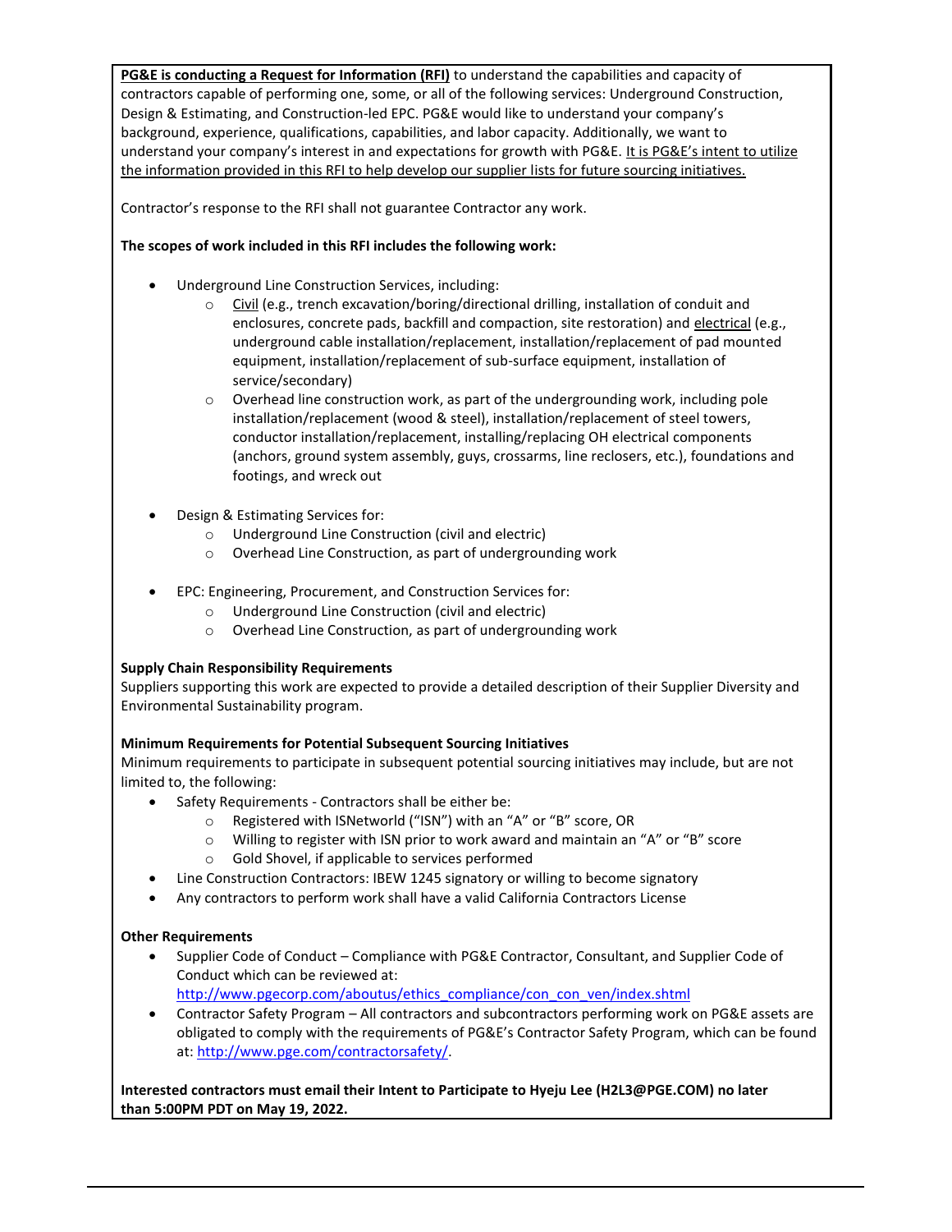**PG&E is conducting a Request for Information (RFI)** to understand the capabilities and capacity of contractors capable of performing one, some, or all of the following services: Underground Construction, Design & Estimating, and Construction-led EPC. PG&E would like to understand your company's background, experience, qualifications, capabilities, and labor capacity. Additionally, we want to understand your company's interest in and expectations for growth with PG&E. It is PG&E's intent to utilize the information provided in this RFI to help develop our supplier lists for future sourcing initiatives.

Contractor's response to the RFI shall not guarantee Contractor any work.

**The scopes of work included in this RFI includes the following work:**

- Underground Line Construction Services, including:
  - Civil (e.g., trench excavation/boring/directional drilling, installation of conduit and enclosures, concrete pads, backfill and compaction, site restoration) and electrical (e.g., underground cable installation/replacement, installation/replacement of pad mounted equipment, installation/replacement of sub-surface equipment, installation of service/secondary)
  - Overhead line construction work, as part of the undergrounding work, including pole installation/replacement (wood & steel), installation/replacement of steel towers, conductor installation/replacement, installing/replacing OH electrical components (anchors, ground system assembly, guys, crossarms, line reclosers, etc.), foundations and footings, and wreck out

- Design & Estimating Services for:
  - Underground Line Construction (civil and electric)
  - Overhead Line Construction, as part of undergrounding work

- EPC: Engineering, Procurement, and Construction Services for:
  - Underground Line Construction (civil and electric)
  - Overhead Line Construction, as part of undergrounding work

**Supply Chain Responsibility Requirements**

Suppliers supporting this work are expected to provide a detailed description of their Supplier Diversity and Environmental Sustainability program.

**Minimum Requirements for Potential Subsequent Sourcing Initiatives**

Minimum requirements to participate in subsequent potential sourcing initiatives may include, but are not limited to, the following:

- Safety Requirements - Contractors shall be either be:
  - Registered with ISNetworld ("ISN") with an "A" or "B" score, OR
  - Willing to register with ISN prior to work award and maintain an "A" or "B" score
  - Gold Shovel, if applicable to services performed
- Line Construction Contractors: IBEW 1245 signatory or willing to become signatory
- Any contractors to perform work shall have a valid California Contractors License

**Other Requirements**

- Supplier Code of Conduct – Compliance with PG&E Contractor, Consultant, and Supplier Code of Conduct which can be reviewed at: http://www.pgecorp.com/aboutus/ethics_compliance/con_con_ven/index.shtml
- Contractor Safety Program – All contractors and subcontractors performing work on PG&E assets are obligated to comply with the requirements of PG&E's Contractor Safety Program, which can be found at: http://www.pge.com/contractorsafety/.

**Interested contractors must email their Intent to Participate to Hyeju Lee (H2L3@PGE.COM) no later than 5:00PM PDT on May 19, 2022.**